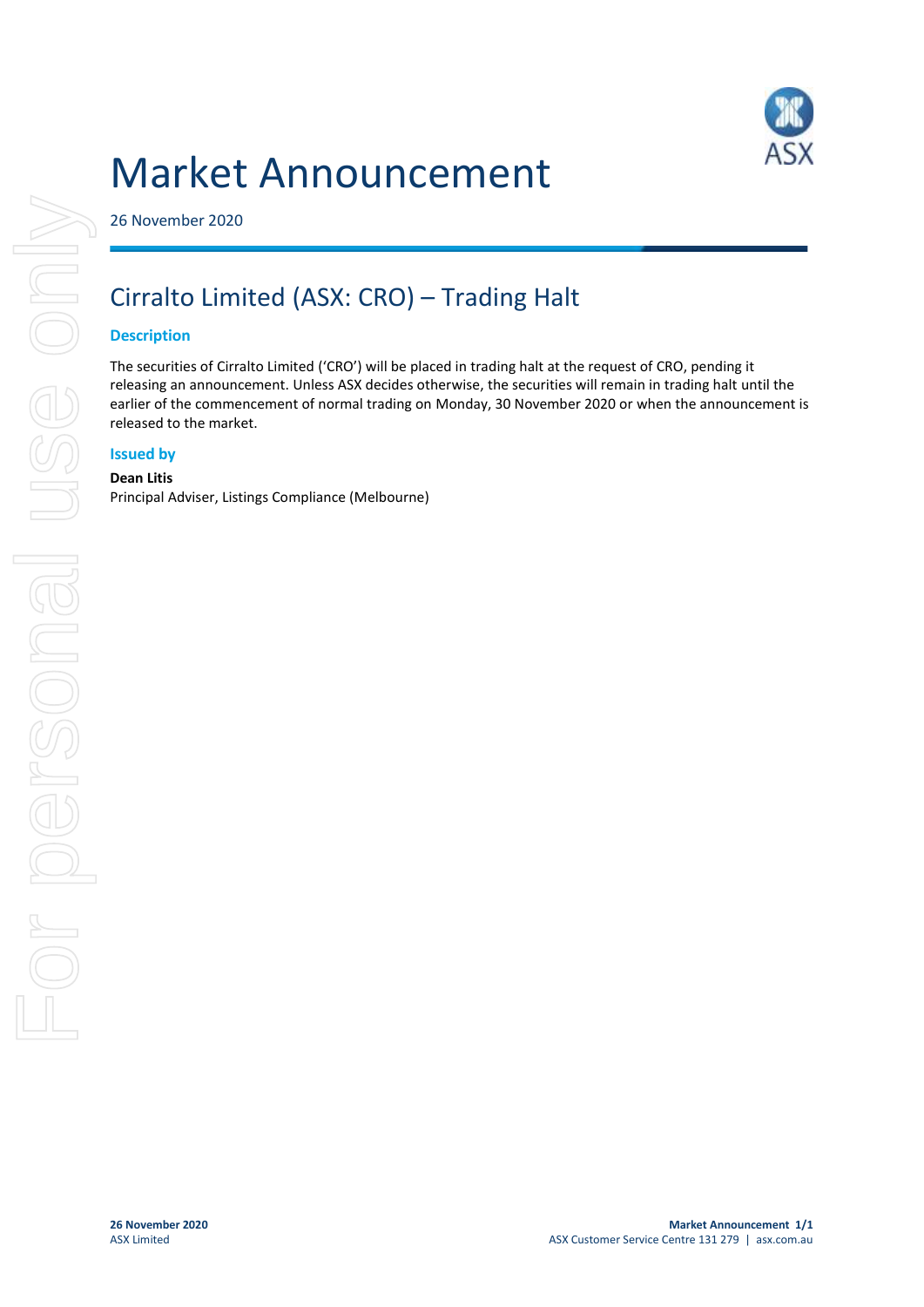# Market Announcement

26 November 2020

## Cirralto Limited (ASX: CRO) – Trading Halt

### Description

The securities of Cirralto Limited ('CRO') will be placed in trading halt at the request of CRO, pending it releasing an announcement. Unless ASX decides otherwise, the securities will remain in trading halt until the earlier of the commencement of normal trading on Monday, 30 November 2020 or when the announcement is released to the market.

### Issued by

**Dean Litis**
Principal Adviser, Listings Compliance (Melbourne)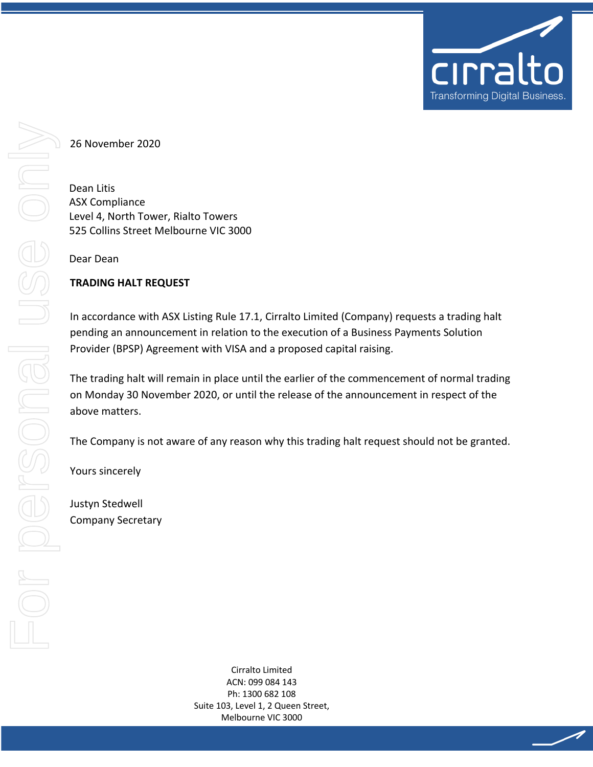26 November 2020

Dean Litis
ASX Compliance
Level 4, North Tower, Rialto Towers
525 Collins Street Melbourne VIC 3000

Dear Dean

**TRADING HALT REQUEST**

In accordance with ASX Listing Rule 17.1, Cirralto Limited (Company) requests a trading halt pending an announcement in relation to the execution of a Business Payments Solution Provider (BPSP) Agreement with VISA and a proposed capital raising.

The trading halt will remain in place until the earlier of the commencement of normal trading on Monday 30 November 2020, or until the release of the announcement in respect of the above matters.

The Company is not aware of any reason why this trading halt request should not be granted.

Yours sincerely

Justyn Stedwell
Company Secretary

Cirralto Limited
ACN: 099 084 143
Ph: 1300 682 108
Suite 103, Level 1, 2 Queen Street,
Melbourne VIC 3000